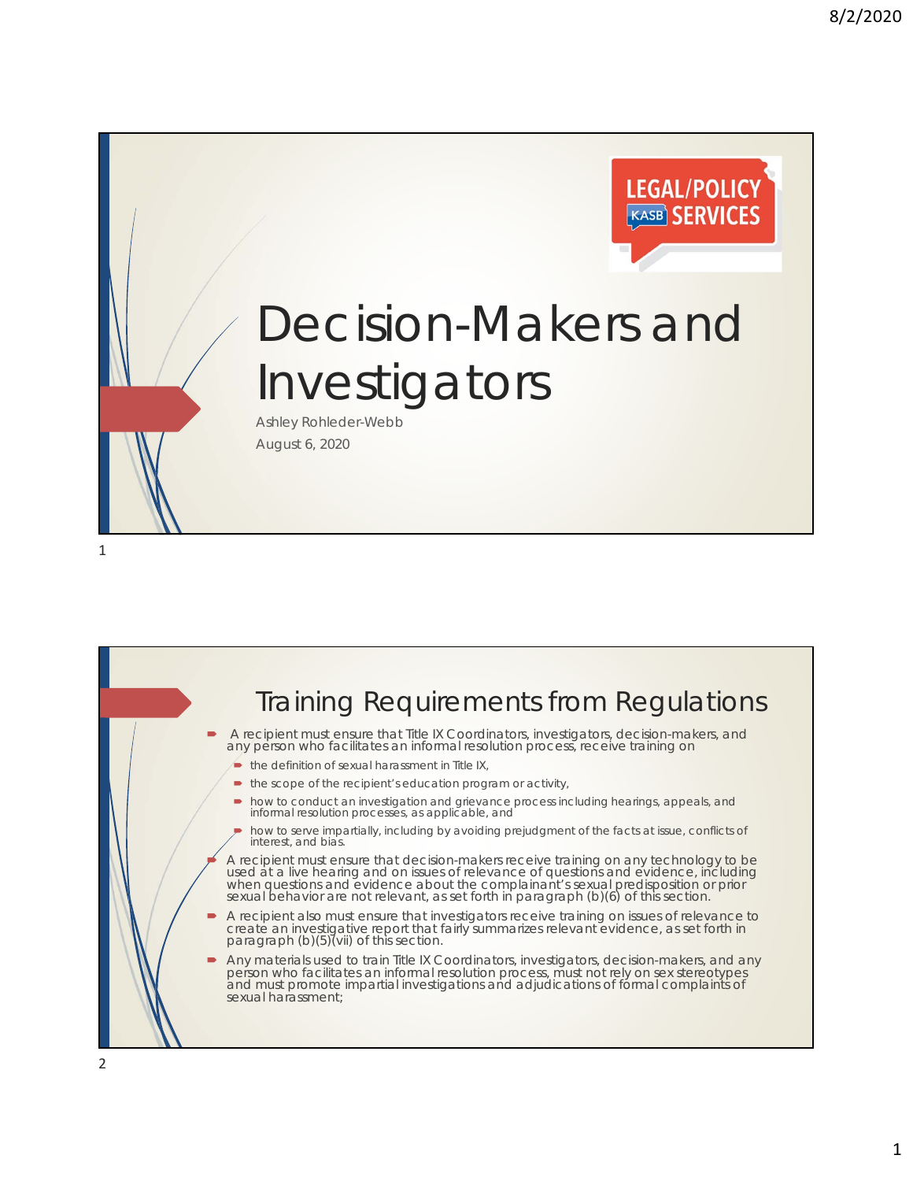# Decision-Makers and Investigators

Ashley Rohleder-Webb

August 6, 2020

## Training Requirements from Regulations

- A recipient must ensure that Title IX Coordinators, investigators, decision-makers, and any person who facilitates an informal resolution process, receive training on
  - the definition of sexual harassment in Title IX,
  - the scope of the recipient's education program or activity,
  - how to conduct an investigation and grievance process including hearings, appeals, and informal resolution processes, as applicable, and
  - how to serve impartially, including by avoiding prejudgment of the facts at issue, conflicts of interest, and bias.
- A recipient must ensure that decision-makers receive training on any technology to be used at a live hearing and on issues of relevance of questions and evidence, including when questions and evidence about the complainant's sexual predisposition or prior sexual behavior are not relevant, as set forth in paragraph (b)(6) of this section.
- A recipient also must ensure that investigators receive training on issues of relevance to create an investigative report that fairly summarizes relevant evidence, as set forth in paragraph (b)(5)(vii) of this section.
- Any materials used to train Title IX Coordinators, investigators, decision-makers, and any person who facilitates an informal resolution process, must not rely on sex stereotypes and must promote impartial investigations and adjudications of formal complaints of sexual harassment;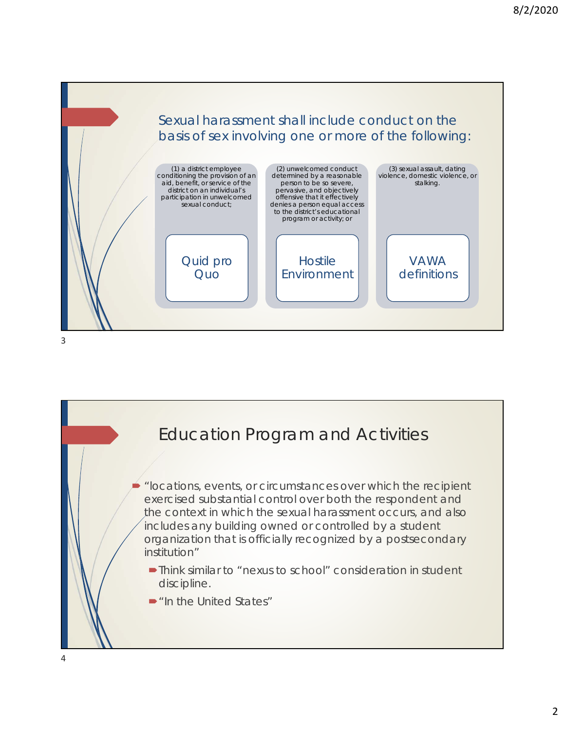## Sexual harassment shall include conduct on the basis of sex involving one or more of the following:

(1) a district employee conditioning the provision of an aid, benefit, or service of the district on an individual's participation in unwelcomed sexual conduct;

**Quid pro Quo**

(2) unwelcomed conduct determined by a reasonable person to be so severe, pervasive, and objectively offensive that it effectively denies a person equal access to the district's educational program or activity; or

**Hostile Environment**

(3) sexual assault, dating violence, domestic violence, or stalking.

**VAWA definitions**

## Education Program and Activities

- "locations, events, or circumstances over which the recipient exercised substantial control over both the respondent and the context in which the sexual harassment occurs, and also includes any building owned or controlled by a student organization that is officially recognized by a postsecondary institution"
  - Think similar to "nexus to school" consideration in student discipline.
  - "In the United States"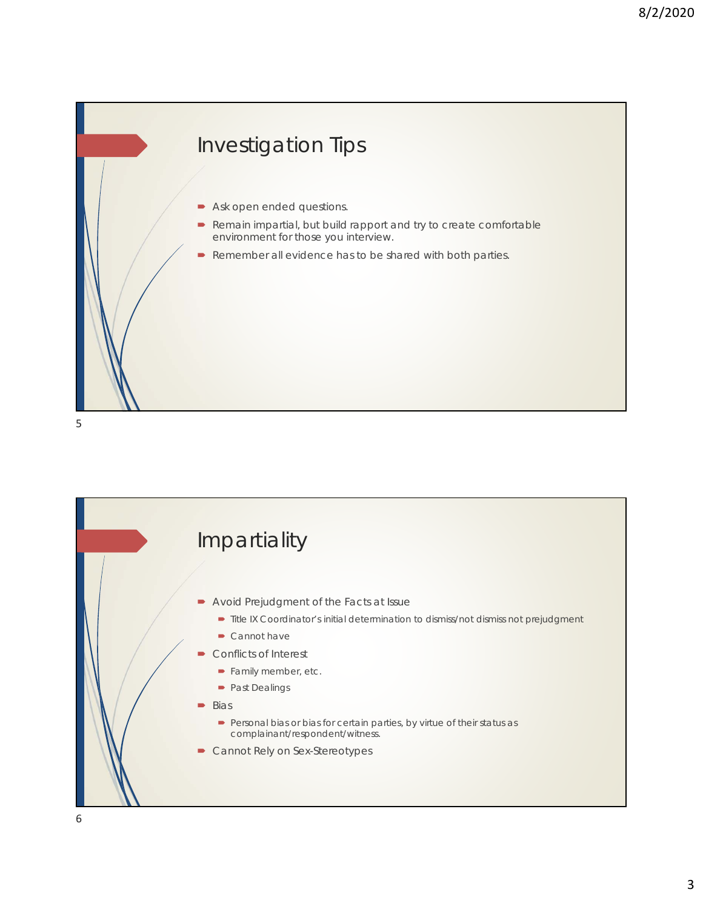## Investigation Tips

- Ask open ended questions.
- Remain impartial, but build rapport and try to create comfortable environment for those you interview.
- Remember all evidence has to be shared with both parties.

## Impartiality

- Avoid Prejudgment of the Facts at Issue
  - Title IX Coordinator's initial determination to dismiss/not dismiss not prejudgment
  - Cannot have
- Conflicts of Interest
  - Family member, etc.
  - Past Dealings
- Bias
  - Personal bias or bias for certain parties, by virtue of their status as complainant/respondent/witness.
- Cannot Rely on Sex-Stereotypes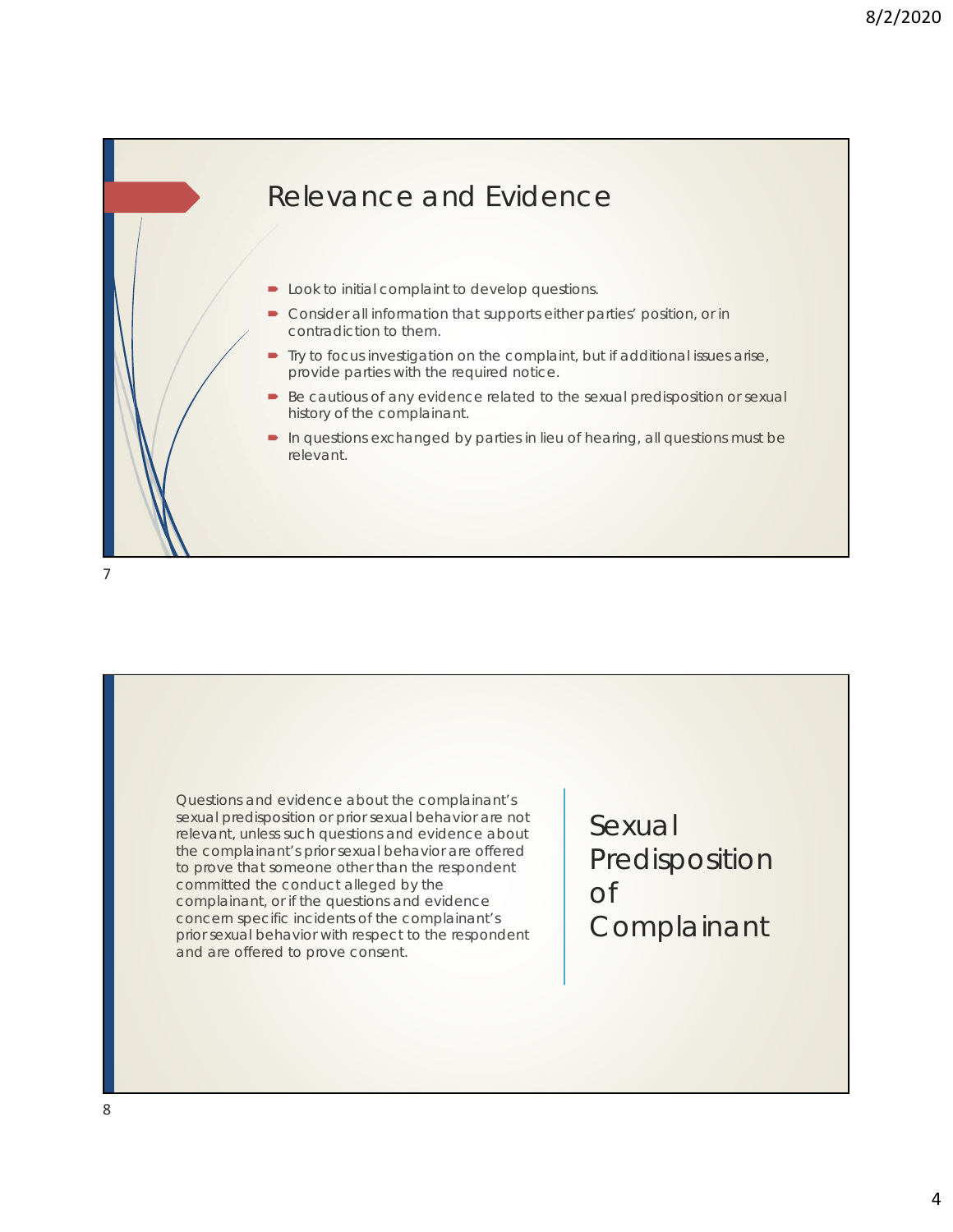## Relevance and Evidence

- Look to initial complaint to develop questions.
- Consider all information that supports either parties' position, or in contradiction to them.
- Try to focus investigation on the complaint, but if additional issues arise, provide parties with the required notice.
- Be cautious of any evidence related to the sexual predisposition or sexual history of the complainant.
- In questions exchanged by parties in lieu of hearing, all questions must be relevant.

## Sexual Predisposition of Complainant

Questions and evidence about the complainant's sexual predisposition or prior sexual behavior are not relevant, unless such questions and evidence about the complainant's prior sexual behavior are offered to prove that someone other than the respondent committed the conduct alleged by the complainant, or if the questions and evidence concern specific incidents of the complainant's prior sexual behavior with respect to the respondent and are offered to prove consent.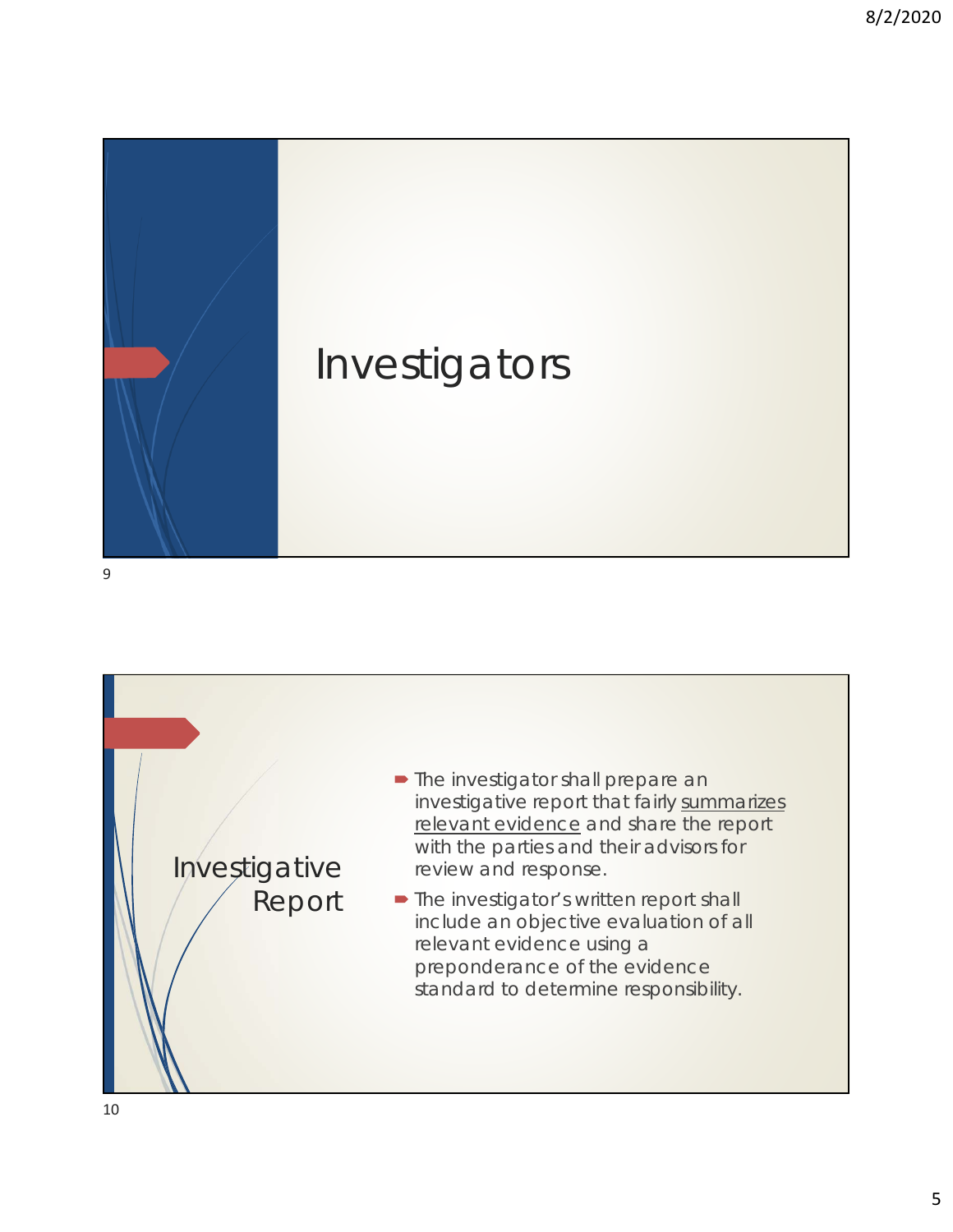# Investigators

## Investigative Report

- The investigator shall prepare an investigative report that fairly <u>summarizes relevant evidence</u> and share the report with the parties and their advisors for review and response.
- The investigator's written report shall include an objective evaluation of all relevant evidence using a preponderance of the evidence standard to determine responsibility.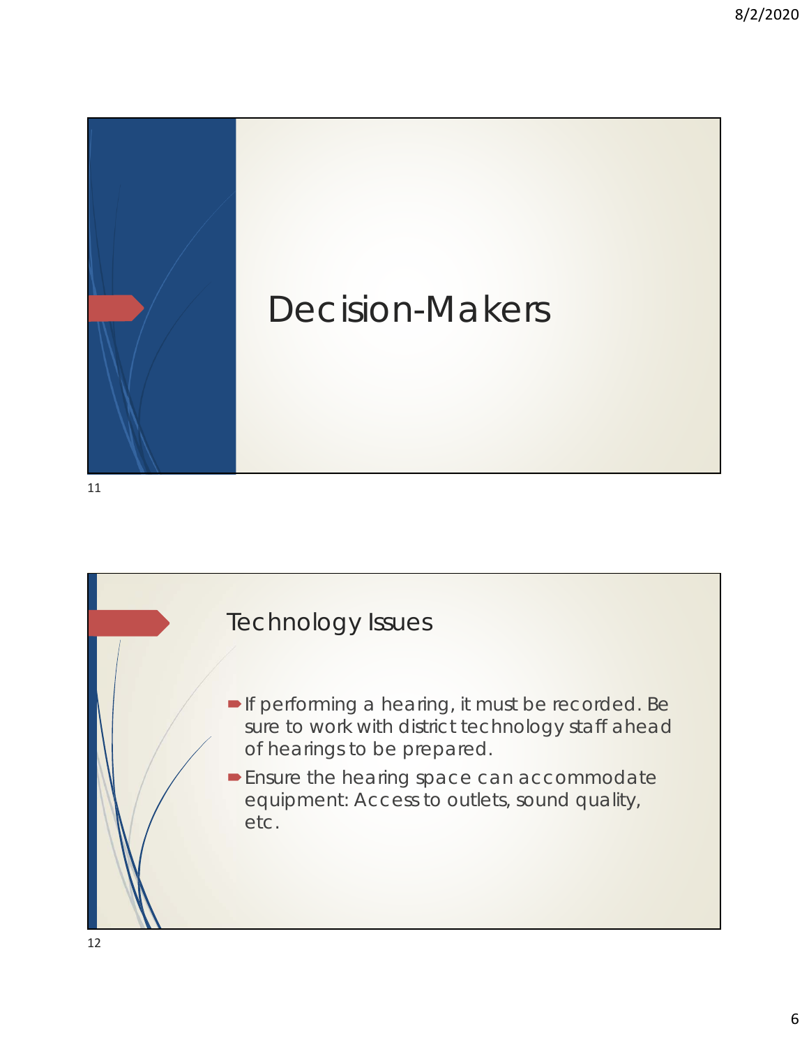# Decision-Makers

## Technology Issues

- If performing a hearing, it must be recorded. Be sure to work with district technology staff ahead of hearings to be prepared.
- Ensure the hearing space can accommodate equipment: Access to outlets, sound quality, etc.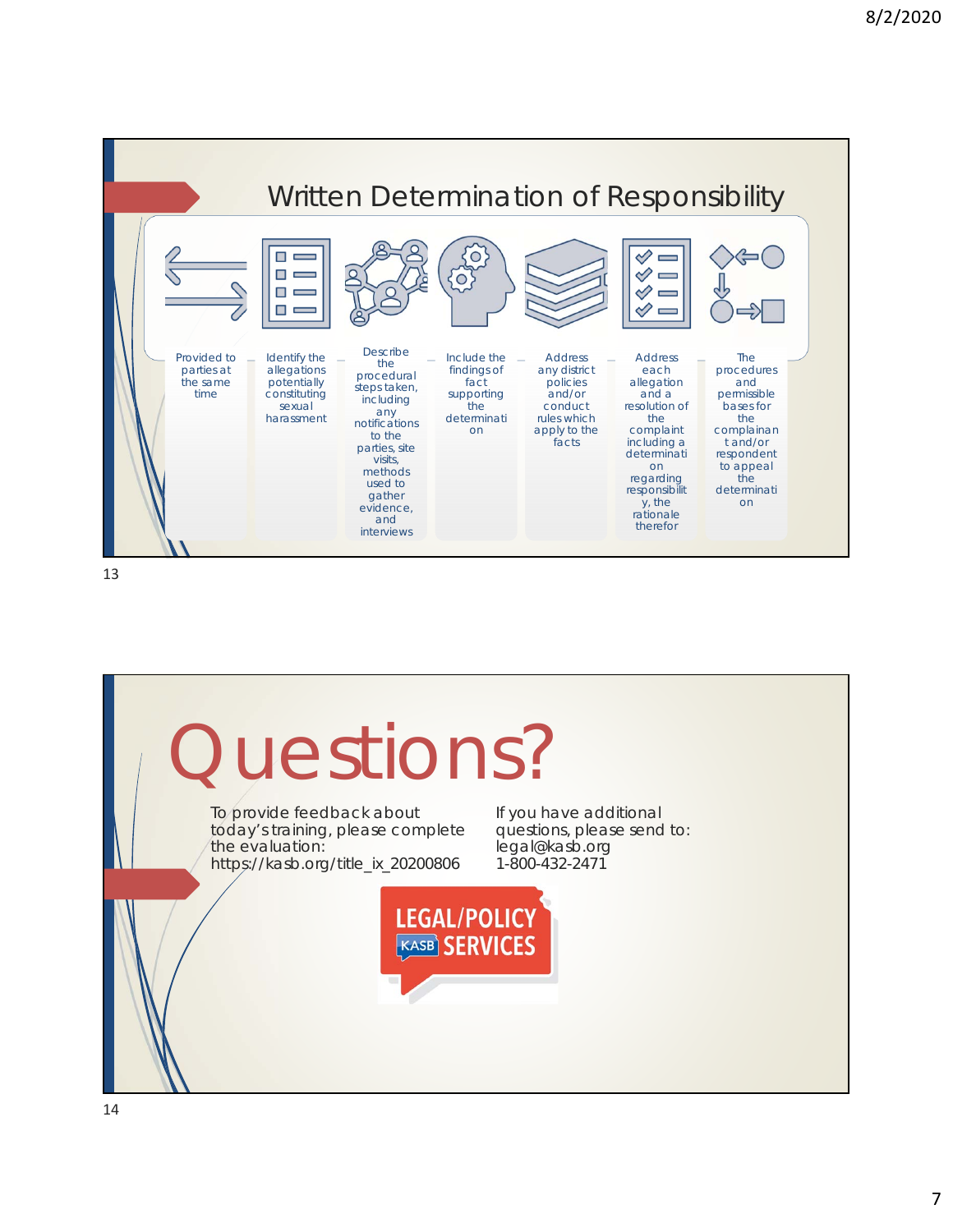## Written Determination of Responsibility

- Provided to parties at the same time
- Identify the allegations potentially constituting sexual harassment
- Describe the procedural steps taken, including any notifications to the parties, site visits, methods used to gather evidence, and interviews
- Include the findings of fact supporting the determination
- Address any district policies and/or conduct rules which apply to the facts
- Address each allegation and a resolution of the complaint including a determination regarding responsibility, the rationale therefor
- The procedures and permissible bases for the complainant and/or respondent to appeal the determination

# Questions?

To provide feedback about today's training, please complete the evaluation:
https://kasb.org/title_ix_20200806

If you have additional questions, please send to:
legal@kasb.org
1-800-432-2471

LEGAL/POLICY KASB SERVICES